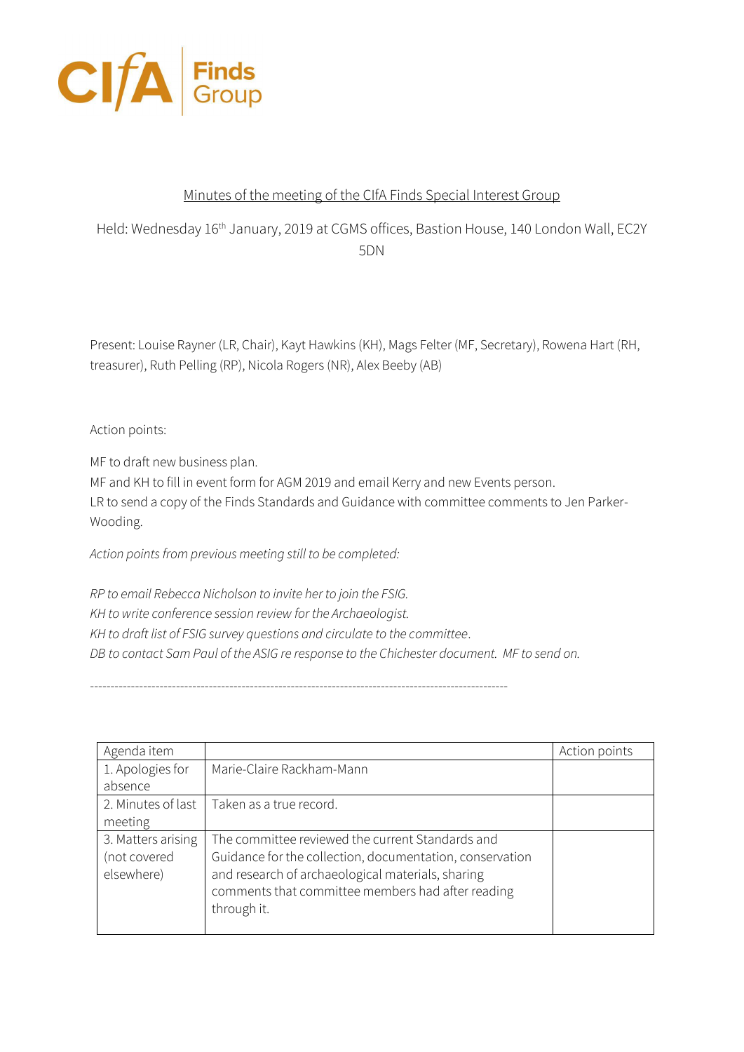CIfA | Finds Group

## Minutes of the meeting of the CIfA Finds Special Interest Group

Held: Wednesday 16th January, 2019 at CGMS offices, Bastion House, 140 London Wall, EC2Y 5DN

Present: Louise Rayner (LR, Chair), Kayt Hawkins (KH), Mags Felter (MF, Secretary), Rowena Hart (RH, treasurer), Ruth Pelling (RP), Nicola Rogers (NR), Alex Beeby (AB)

Action points:

MF to draft new business plan.
MF and KH to fill in event form for AGM 2019 and email Kerry and new Events person.
LR to send a copy of the Finds Standards and Guidance with committee comments to Jen Parker-Wooding.

*Action points from previous meeting still to be completed:*

*RP to email Rebecca Nicholson to invite her to join the FSIG.*
*KH to write conference session review for the Archaeologist.*
*KH to draft list of FSIG survey questions and circulate to the committee.*
*DB to contact Sam Paul of the ASIG re response to the Chichester document. MF to send on.*

---

| Agenda item | | Action points |
|---|---|---|
| 1. Apologies for absence | Marie-Claire Rackham-Mann | |
| 2. Minutes of last meeting | Taken as a true record. | |
| 3. Matters arising (not covered elsewhere) | The committee reviewed the current Standards and Guidance for the collection, documentation, conservation and research of archaeological materials, sharing comments that committee members had after reading through it. | |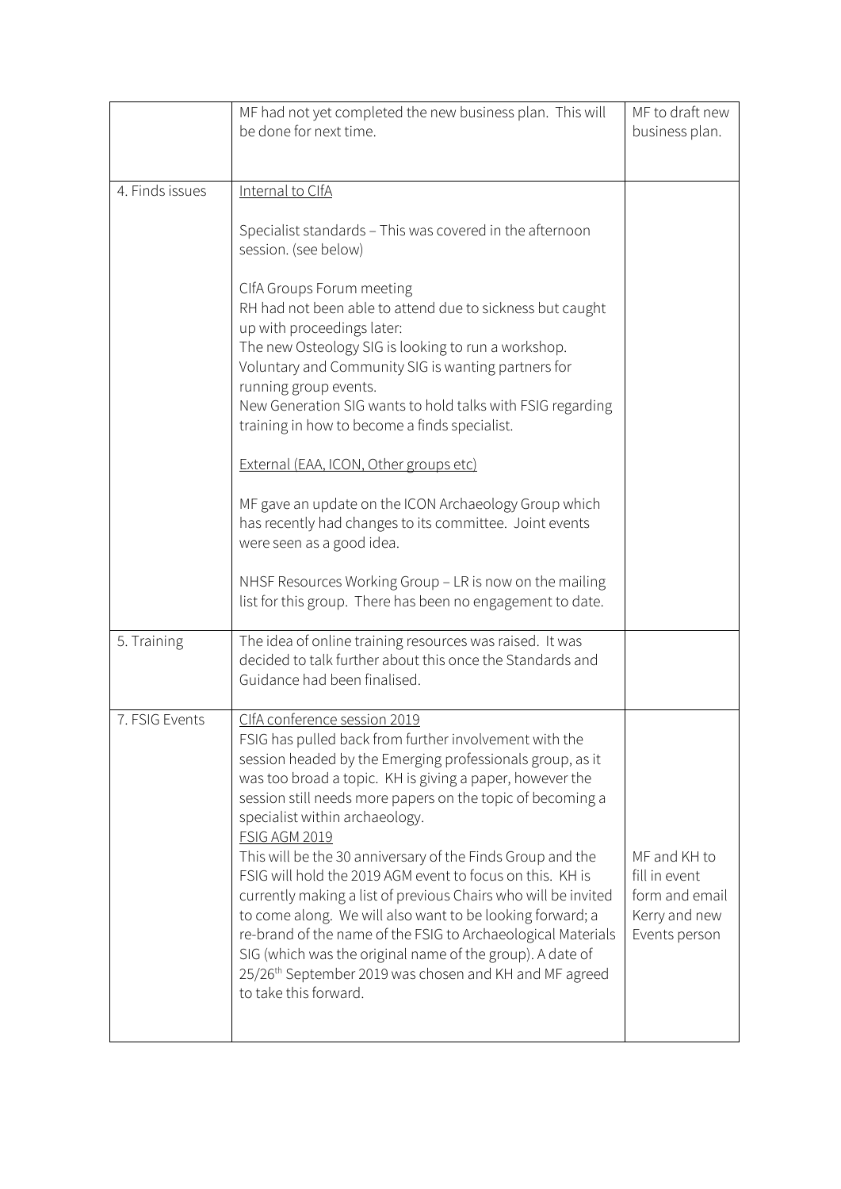| | | |
|---|---|---|
| | MF had not yet completed the new business plan. This will be done for next time. | MF to draft new business plan. |
| 4. Finds issues | Internal to CIfA<br><br>Specialist standards – This was covered in the afternoon session. (see below)<br><br>CIfA Groups Forum meeting<br>RH had not been able to attend due to sickness but caught up with proceedings later:<br>The new Osteology SIG is looking to run a workshop.<br>Voluntary and Community SIG is wanting partners for running group events.<br>New Generation SIG wants to hold talks with FSIG regarding training in how to become a finds specialist.<br><br>External (EAA, ICON, Other groups etc)<br><br>MF gave an update on the ICON Archaeology Group which has recently had changes to its committee. Joint events were seen as a good idea.<br><br>NHSF Resources Working Group – LR is now on the mailing list for this group. There has been no engagement to date. | |
| 5. Training | The idea of online training resources was raised. It was decided to talk further about this once the Standards and Guidance had been finalised. | |
| 7. FSIG Events | CIfA conference session 2019<br>FSIG has pulled back from further involvement with the session headed by the Emerging professionals group, as it was too broad a topic. KH is giving a paper, however the session still needs more papers on the topic of becoming a specialist within archaeology.<br>FSIG AGM 2019<br>This will be the 30 anniversary of the Finds Group and the FSIG will hold the 2019 AGM event to focus on this. KH is currently making a list of previous Chairs who will be invited to come along. We will also want to be looking forward; a re-brand of the name of the FSIG to Archaeological Materials SIG (which was the original name of the group). A date of 25/26th September 2019 was chosen and KH and MF agreed to take this forward. | MF and KH to fill in event form and email Kerry and new Events person |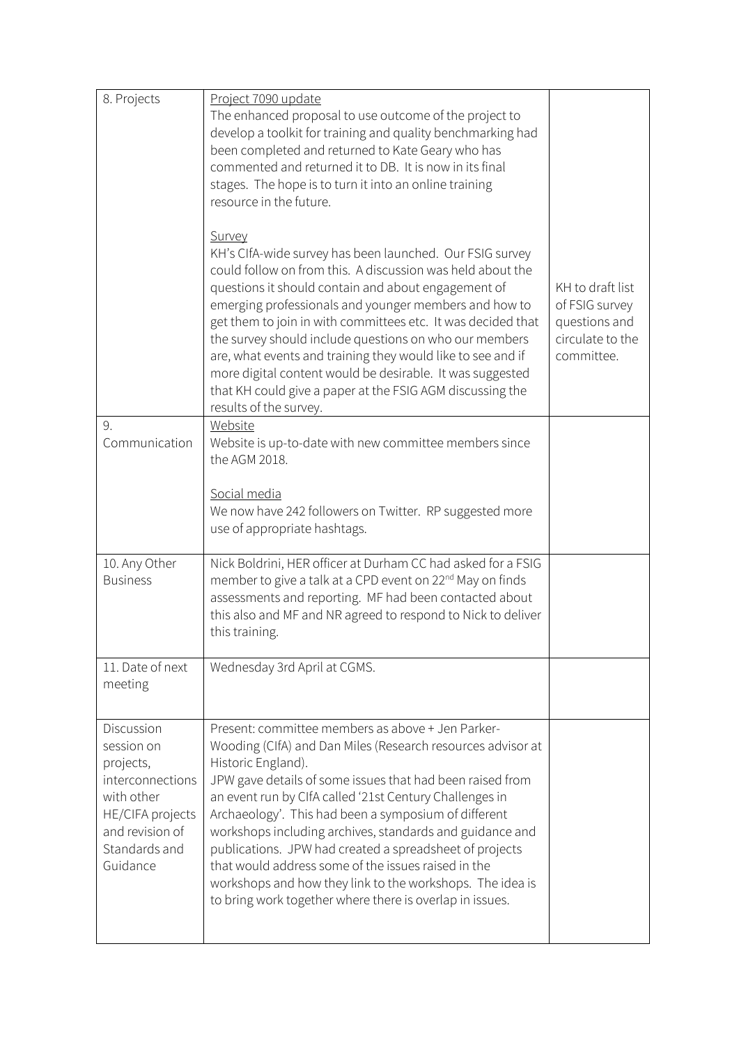| 8. Projects | Project 7090 update<br>The enhanced proposal to use outcome of the project to develop a toolkit for training and quality benchmarking had been completed and returned to Kate Geary who has commented and returned it to DB. It is now in its final stages. The hope is to turn it into an online training resource in the future.<br><br>Survey<br>KH's CIfA-wide survey has been launched. Our FSIG survey could follow on from this. A discussion was held about the questions it should contain and about engagement of emerging professionals and younger members and how to get them to join in with committees etc. It was decided that the survey should include questions on who our members are, what events and training they would like to see and if more digital content would be desirable. It was suggested that KH could give a paper at the FSIG AGM discussing the results of the survey. | KH to draft list of FSIG survey questions and circulate to the committee. |
|---|---|---|
| 9. Communication | Website<br>Website is up-to-date with new committee members since the AGM 2018.<br><br>Social media<br>We now have 242 followers on Twitter. RP suggested more use of appropriate hashtags. | |
| 10. Any Other Business | Nick Boldrini, HER officer at Durham CC had asked for a FSIG member to give a talk at a CPD event on 22nd May on finds assessments and reporting. MF had been contacted about this also and MF and NR agreed to respond to Nick to deliver this training. | |
| 11. Date of next meeting | Wednesday 3rd April at CGMS. | |
| Discussion session on projects, interconnections with other HE/CIFA projects and revision of Standards and Guidance | Present: committee members as above + Jen Parker-Wooding (CIfA) and Dan Miles (Research resources advisor at Historic England).<br>JPW gave details of some issues that had been raised from an event run by CIfA called '21st Century Challenges in Archaeology'. This had been a symposium of different workshops including archives, standards and guidance and publications. JPW had created a spreadsheet of projects that would address some of the issues raised in the workshops and how they link to the workshops. The idea is to bring work together where there is overlap in issues. | |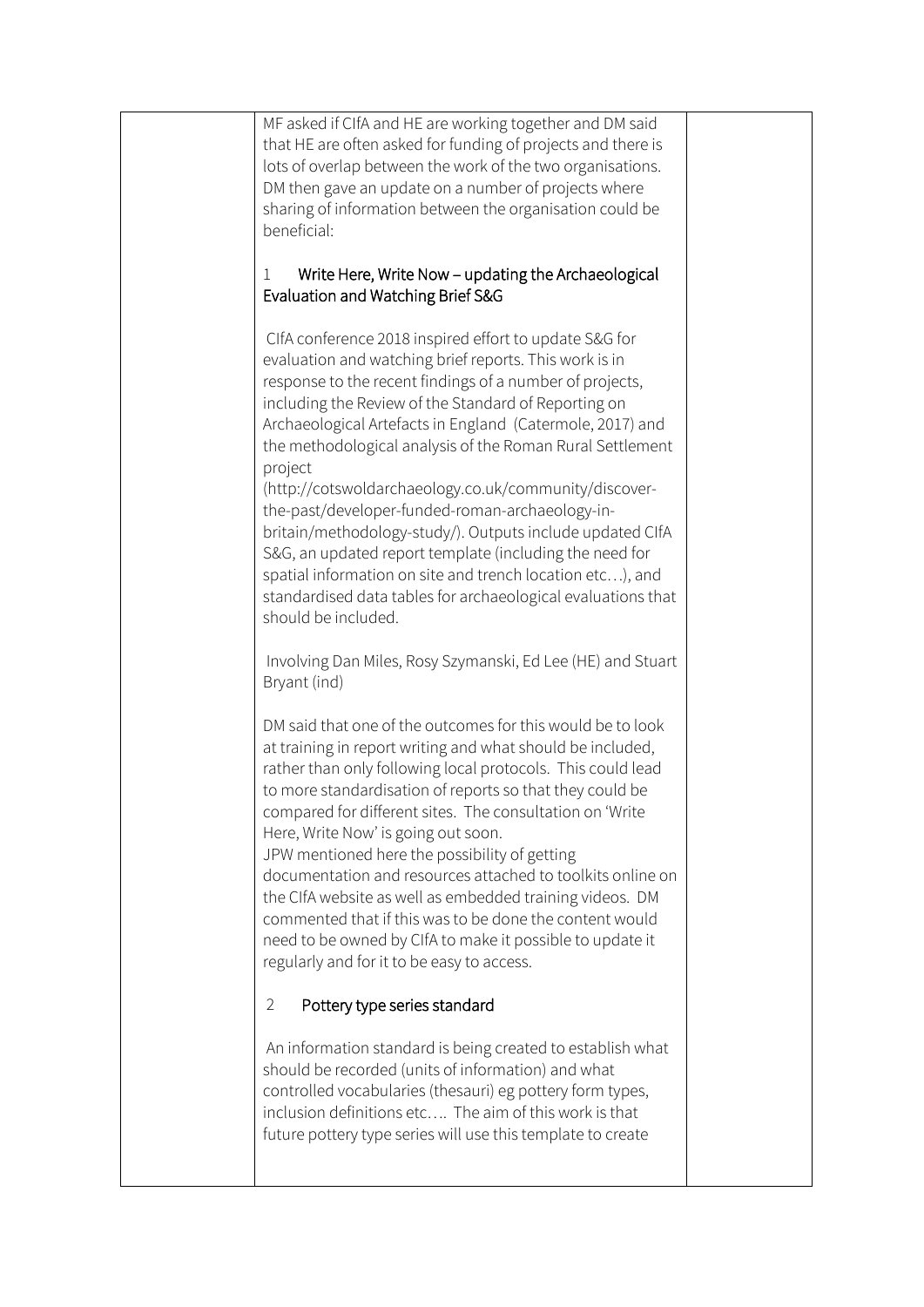MF asked if CIfA and HE are working together and DM said that HE are often asked for funding of projects and there is lots of overlap between the work of the two organisations. DM then gave an update on a number of projects where sharing of information between the organisation could be beneficial:

1 Write Here, Write Now – updating the Archaeological Evaluation and Watching Brief S&G

CIfA conference 2018 inspired effort to update S&G for evaluation and watching brief reports. This work is in response to the recent findings of a number of projects, including the Review of the Standard of Reporting on Archaeological Artefacts in England (Catermole, 2017) and the methodological analysis of the Roman Rural Settlement project (http://cotswoldarchaeology.co.uk/community/discover-the-past/developer-funded-roman-archaeology-in-britain/methodology-study/). Outputs include updated CIfA S&G, an updated report template (including the need for spatial information on site and trench location etc…), and standardised data tables for archaeological evaluations that should be included.

Involving Dan Miles, Rosy Szymanski, Ed Lee (HE) and Stuart Bryant (ind)

DM said that one of the outcomes for this would be to look at training in report writing and what should be included, rather than only following local protocols. This could lead to more standardisation of reports so that they could be compared for different sites. The consultation on 'Write Here, Write Now' is going out soon.
JPW mentioned here the possibility of getting documentation and resources attached to toolkits online on the CIfA website as well as embedded training videos. DM commented that if this was to be done the content would need to be owned by CIfA to make it possible to update it regularly and for it to be easy to access.

2 Pottery type series standard

An information standard is being created to establish what should be recorded (units of information) and what controlled vocabularies (thesauri) eg pottery form types, inclusion definitions etc…. The aim of this work is that future pottery type series will use this template to create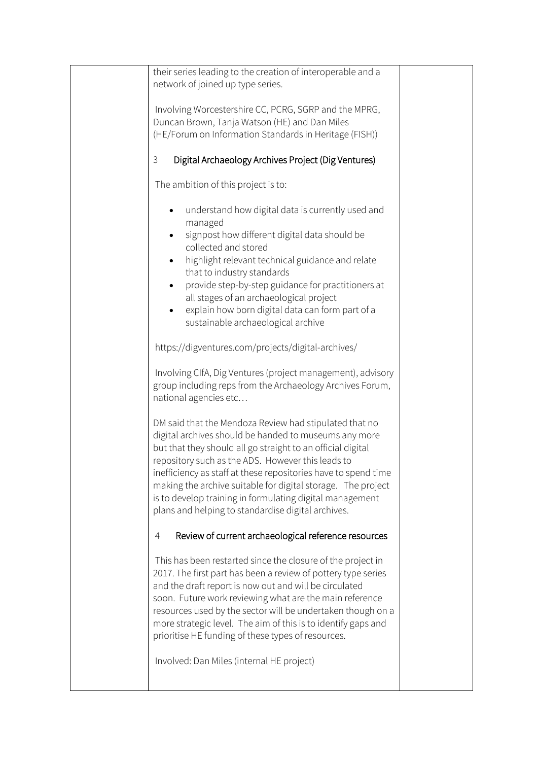| | | |
|---|---|---|
| | their series leading to the creation of interoperable and a network of joined up type series.<br><br>Involving Worcestershire CC, PCRG, SGRP and the MPRG, Duncan Brown, Tanja Watson (HE) and Dan Miles (HE/Forum on Information Standards in Heritage (FISH))<br><br>3 Digital Archaeology Archives Project (Dig Ventures)<br><br>The ambition of this project is to:<br><br>• understand how digital data is currently used and managed<br>• signpost how different digital data should be collected and stored<br>• highlight relevant technical guidance and relate that to industry standards<br>• provide step-by-step guidance for practitioners at all stages of an archaeological project<br>• explain how born digital data can form part of a sustainable archaeological archive<br><br>https://digventures.com/projects/digital-archives/<br><br>Involving CIfA, Dig Ventures (project management), advisory group including reps from the Archaeology Archives Forum, national agencies etc…<br><br>DM said that the Mendoza Review had stipulated that no digital archives should be handed to museums any more but that they should all go straight to an official digital repository such as the ADS. However this leads to inefficiency as staff at these repositories have to spend time making the archive suitable for digital storage. The project is to develop training in formulating digital management plans and helping to standardise digital archives.<br><br>4 Review of current archaeological reference resources<br><br>This has been restarted since the closure of the project in 2017. The first part has been a review of pottery type series and the draft report is now out and will be circulated soon. Future work reviewing what are the main reference resources used by the sector will be undertaken though on a more strategic level. The aim of this is to identify gaps and prioritise HE funding of these types of resources.<br><br>Involved: Dan Miles (internal HE project) | |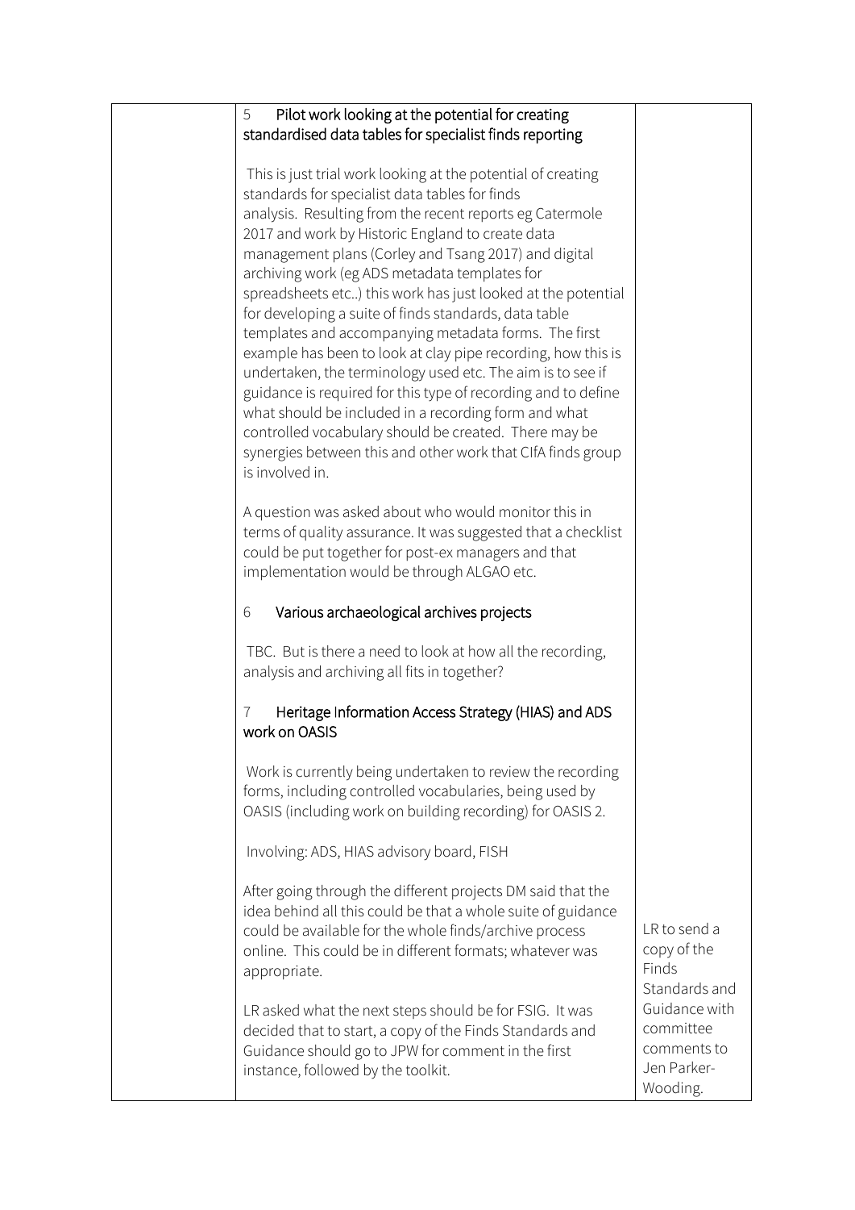| | | |
|---|---|---|
| | 5 Pilot work looking at the potential for creating standardised data tables for specialist finds reporting<br><br>This is just trial work looking at the potential of creating standards for specialist data tables for finds analysis. Resulting from the recent reports eg Catermole 2017 and work by Historic England to create data management plans (Corley and Tsang 2017) and digital archiving work (eg ADS metadata templates for spreadsheets etc..) this work has just looked at the potential for developing a suite of finds standards, data table templates and accompanying metadata forms. The first example has been to look at clay pipe recording, how this is undertaken, the terminology used etc. The aim is to see if guidance is required for this type of recording and to define what should be included in a recording form and what controlled vocabulary should be created. There may be synergies between this and other work that CIfA finds group is involved in.<br><br>A question was asked about who would monitor this in terms of quality assurance. It was suggested that a checklist could be put together for post-ex managers and that implementation would be through ALGAO etc.<br><br>6 Various archaeological archives projects<br><br>TBC. But is there a need to look at how all the recording, analysis and archiving all fits in together?<br><br>7 Heritage Information Access Strategy (HIAS) and ADS work on OASIS<br><br>Work is currently being undertaken to review the recording forms, including controlled vocabularies, being used by OASIS (including work on building recording) for OASIS 2.<br><br>Involving: ADS, HIAS advisory board, FISH<br><br>After going through the different projects DM said that the idea behind all this could be that a whole suite of guidance could be available for the whole finds/archive process online. This could be in different formats; whatever was appropriate.<br><br>LR asked what the next steps should be for FSIG. It was decided that to start, a copy of the Finds Standards and Guidance should go to JPW for comment in the first instance, followed by the toolkit. | LR to send a copy of the Finds Standards and Guidance with committee comments to Jen Parker-Wooding. |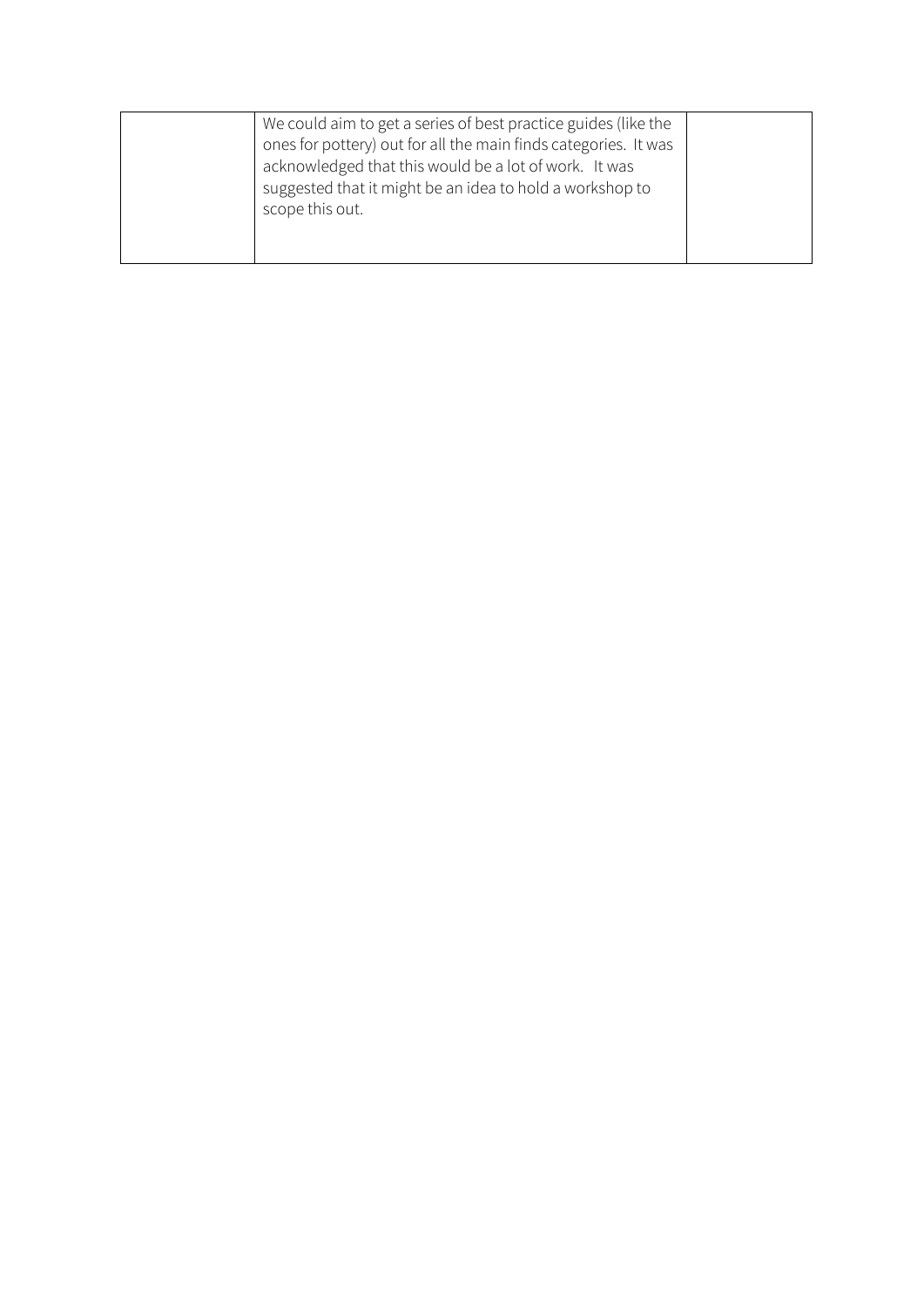| | | |
|---|---|---|
| | We could aim to get a series of best practice guides (like the ones for pottery) out for all the main finds categories. It was acknowledged that this would be a lot of work. It was suggested that it might be an idea to hold a workshop to scope this out. | |